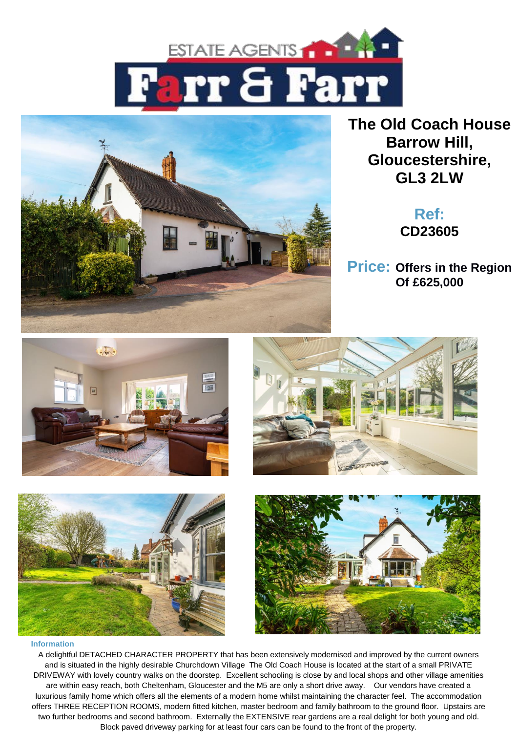# The Old Coach House
# Barrow Hill, Gloucestershire, GL3 2LW

**Ref:** CD23605

**Price:** Offers in the Region Of £625,000

### Information

A delightful DETACHED CHARACTER PROPERTY that has been extensively modernised and improved by the current owners and is situated in the highly desirable Churchdown Village The Old Coach House is located at the start of a small PRIVATE DRIVEWAY with lovely country walks on the doorstep. Excellent schooling is close by and local shops and other village amenities are within easy reach, both Cheltenham, Gloucester and the M5 are only a short drive away. Our vendors have created a luxurious family home which offers all the elements of a modern home whilst maintaining the character feel. The accommodation offers THREE RECEPTION ROOMS, modern fitted kitchen, master bedroom and family bathroom to the ground floor. Upstairs are two further bedrooms and second bathroom. Externally the EXTENSIVE rear gardens are a real delight for both young and old. Block paved driveway parking for at least four cars can be found to the front of the property.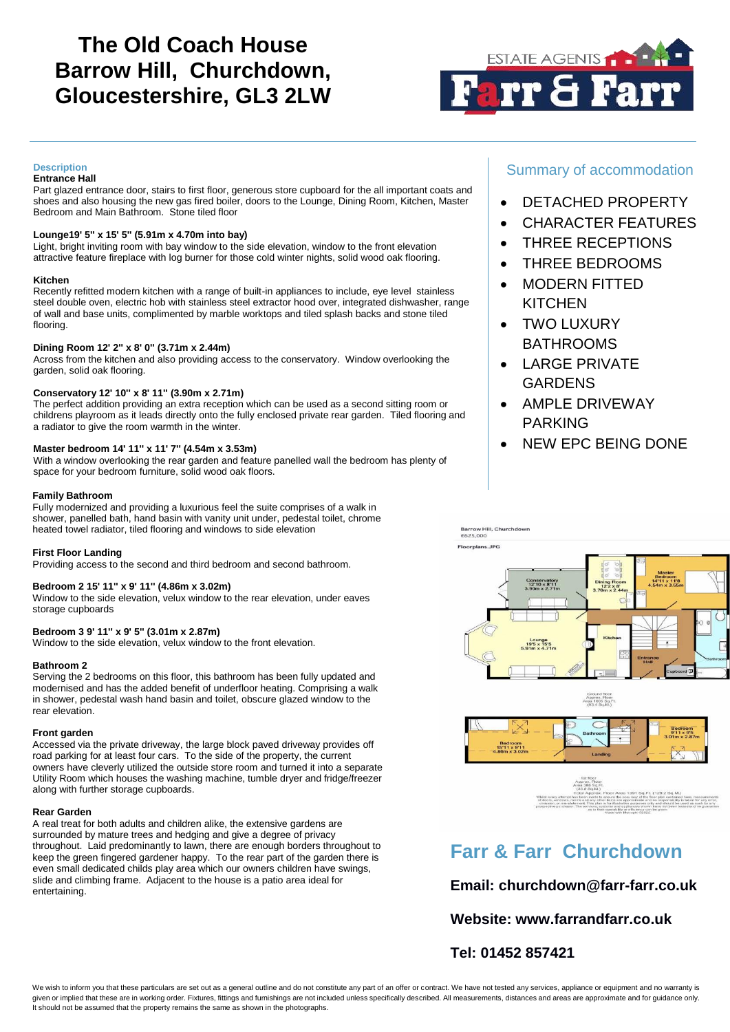# The Old Coach House
# Barrow Hill, Churchdown, Gloucestershire, GL3 2LW

ESTATE AGENTS
Farr & Farr

## Description

**Entrance Hall**
Part glazed entrance door, stairs to first floor, generous store cupboard for the all important coats and shoes and also housing the new gas fired boiler, doors to the Lounge, Dining Room, Kitchen, Master Bedroom and Main Bathroom. Stone tiled floor

**Lounge19' 5" x 15' 5" (5.91m x 4.70m into bay)**
Light, bright inviting room with bay window to the side elevation, window to the front elevation attractive feature fireplace with log burner for those cold winter nights, solid wood oak flooring.

**Kitchen**
Recently refitted modern kitchen with a range of built-in appliances to include, eye level stainless steel double oven, electric hob with stainless steel extractor hood over, integrated dishwasher, range of wall and base units, complimented by marble worktops and tiled splash backs and stone tiled flooring.

**Dining Room 12' 2" x 8' 0" (3.71m x 2.44m)**
Across from the kitchen and also providing access to the conservatory. Window overlooking the garden, solid oak flooring.

**Conservatory 12' 10" x 8' 11" (3.90m x 2.71m)**
The perfect addition providing an extra reception which can be used as a second sitting room or childrens playroom as it leads directly onto the fully enclosed private rear garden. Tiled flooring and a radiator to give the room warmth in the winter.

**Master bedroom 14' 11" x 11' 7" (4.54m x 3.53m)**
With a window overlooking the rear garden and feature panelled wall the bedroom has plenty of space for your bedroom furniture, solid wood oak floors.

**Family Bathroom**
Fully modernized and providing a luxurious feel the suite comprises of a walk in shower, panelled bath, hand basin with vanity unit under, pedestal toilet, chrome heated towel radiator, tiled flooring and windows to side elevation

**First Floor Landing**
Providing access to the second and third bedroom and second bathroom.

**Bedroom 2 15' 11" x 9' 11" (4.86m x 3.02m)**
Window to the side elevation, velux window to the rear elevation, under eaves storage cupboards

**Bedroom 3 9' 11" x 9' 5" (3.01m x 2.87m)**
Window to the side elevation, velux window to the front elevation.

**Bathroom 2**
Serving the 2 bedrooms on this floor, this bathroom has been fully updated and modernised and has the added benefit of underfloor heating. Comprising a walk in shower, pedestal wash hand basin and toilet, obscure glazed window to the rear elevation.

**Front garden**
Accessed via the private driveway, the large block paved driveway provides off road parking for at least four cars. To the side of the property, the current owners have cleverly utilized the outside store room and turned it into a separate Utility Room which houses the washing machine, tumble dryer and fridge/freezer along with further storage cupboards.

**Rear Garden**
A real treat for both adults and children alike, the extensive gardens are surrounded by mature trees and hedging and give a degree of privacy throughout. Laid predominantly to lawn, there are enough borders throughout to keep the green fingered gardener happy. To the rear part of the garden there is even small dedicated childs play area which our owners children have swings, slide and climbing frame. Adjacent to the house is a patio area ideal for entertaining.

## Summary of accommodation

- DETACHED PROPERTY
- CHARACTER FEATURES
- THREE RECEPTIONS
- THREE BEDROOMS
- MODERN FITTED KITCHEN
- TWO LUXURY BATHROOMS
- LARGE PRIVATE GARDENS
- AMPLE DRIVEWAY PARKING
- NEW EPC BEING DONE

Barrow Hill, Churchdown
£625,000

Floorplans.JPG

Conservatory 12'10 x 8'11 3.90m x 2.71m
Dining Room 12'2 x 8' 3.70m x 2.44m
Master Bedroom 14'11 x 11'8 4.54m x 3.55m
Lounge 19'5 x 15'5 5.91m x 4.71m
Kitchen
Entrance Hall
Cupboard
Bathroom

Ground floor Approx. Floor Area 1005 Sq.Ft. (93.4 Sq.M.)

Bedroom 15'11 x 9'11 4.86m x 3.02m
Bathroom
Landing
Bedroom 9'11 x 9'5 3.01m x 2.87m

1st floor Approx. Floor Area 386 Sq.Ft. (35.8 Sq.M.)
Total Approx. Floor Area 1391 Sq.Ft. (129.2 Sq.M.)

## Farr & Farr Churchdown

**Email: churchdown@farr-farr.co.uk**

**Website: www.farrandfarr.co.uk**

**Tel: 01452 857421**

We wish to inform you that these particulars are set out as a general outline and do not constitute any part of an offer or contract. We have not tested any services, appliance or equipment and no warranty is given or implied that these are in working order. Fixtures, fittings and furnishings are not included unless specifically described. All measurements, distances and areas are approximate and for guidance only. It should not be assumed that the property remains the same as shown in the photographs.